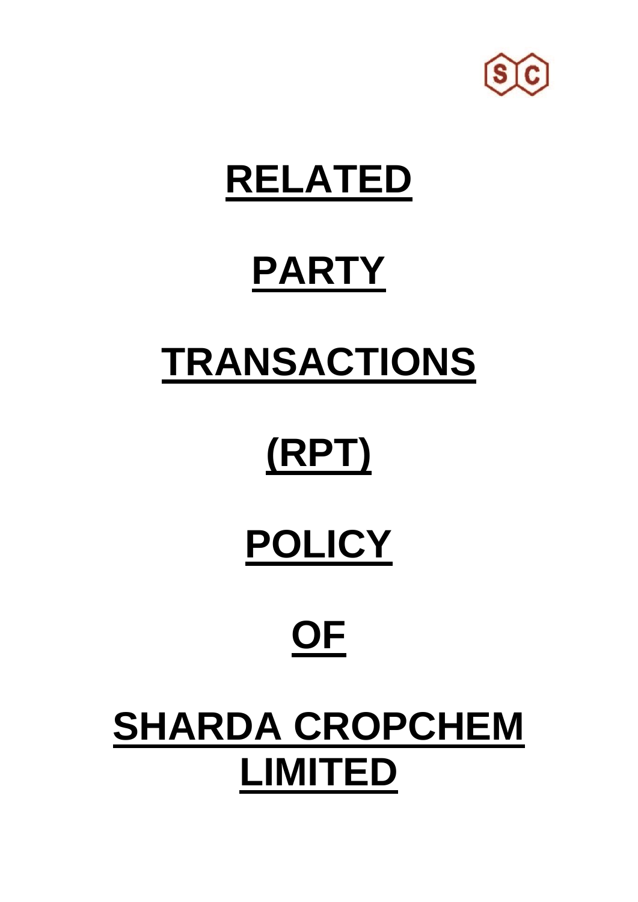# RELATED PARTY TRANSACTIONS (RPT) POLICY OF SHARDA CROPCHEM LIMITED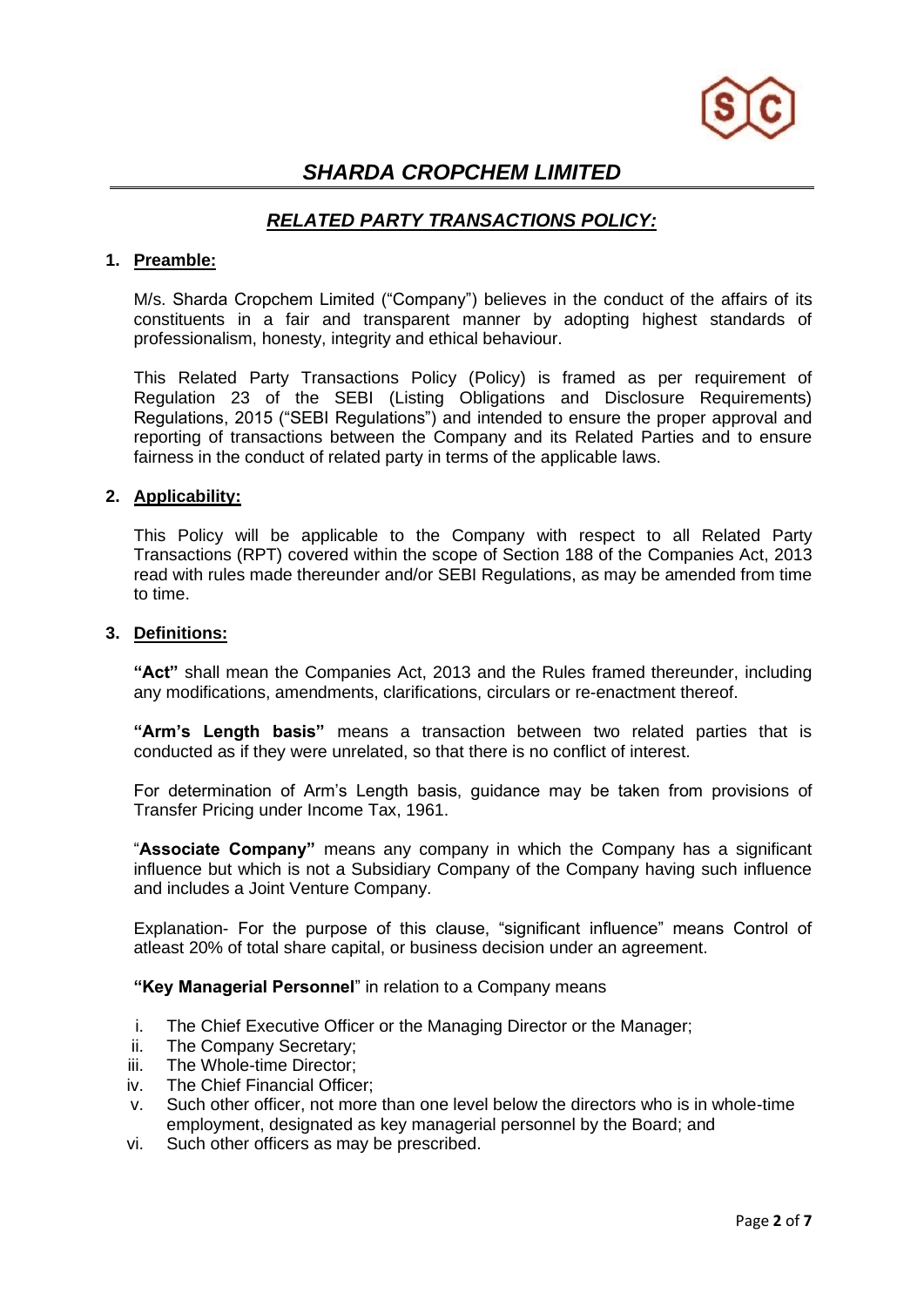# *SHARDA CROPCHEM LIMITED*

## ***RELATED PARTY TRANSACTIONS POLICY:***

### 1. Preamble:

M/s. Sharda Cropchem Limited ("Company") believes in the conduct of the affairs of its constituents in a fair and transparent manner by adopting highest standards of professionalism, honesty, integrity and ethical behaviour.

This Related Party Transactions Policy (Policy) is framed as per requirement of Regulation 23 of the SEBI (Listing Obligations and Disclosure Requirements) Regulations, 2015 ("SEBI Regulations") and intended to ensure the proper approval and reporting of transactions between the Company and its Related Parties and to ensure fairness in the conduct of related party in terms of the applicable laws.

### 2. Applicability:

This Policy will be applicable to the Company with respect to all Related Party Transactions (RPT) covered within the scope of Section 188 of the Companies Act, 2013 read with rules made thereunder and/or SEBI Regulations, as may be amended from time to time.

### 3. Definitions:

**"Act"** shall mean the Companies Act, 2013 and the Rules framed thereunder, including any modifications, amendments, clarifications, circulars or re-enactment thereof.

**"Arm's Length basis"** means a transaction between two related parties that is conducted as if they were unrelated, so that there is no conflict of interest.

For determination of Arm's Length basis, guidance may be taken from provisions of Transfer Pricing under Income Tax, 1961.

"**Associate Company"** means any company in which the Company has a significant influence but which is not a Subsidiary Company of the Company having such influence and includes a Joint Venture Company.

Explanation- For the purpose of this clause, "significant influence" means Control of atleast 20% of total share capital, or business decision under an agreement.

**"Key Managerial Personnel**" in relation to a Company means

i. The Chief Executive Officer or the Managing Director or the Manager;
ii. The Company Secretary;
iii. The Whole-time Director;
iv. The Chief Financial Officer;
v. Such other officer, not more than one level below the directors who is in whole-time employment, designated as key managerial personnel by the Board; and
vi. Such other officers as may be prescribed.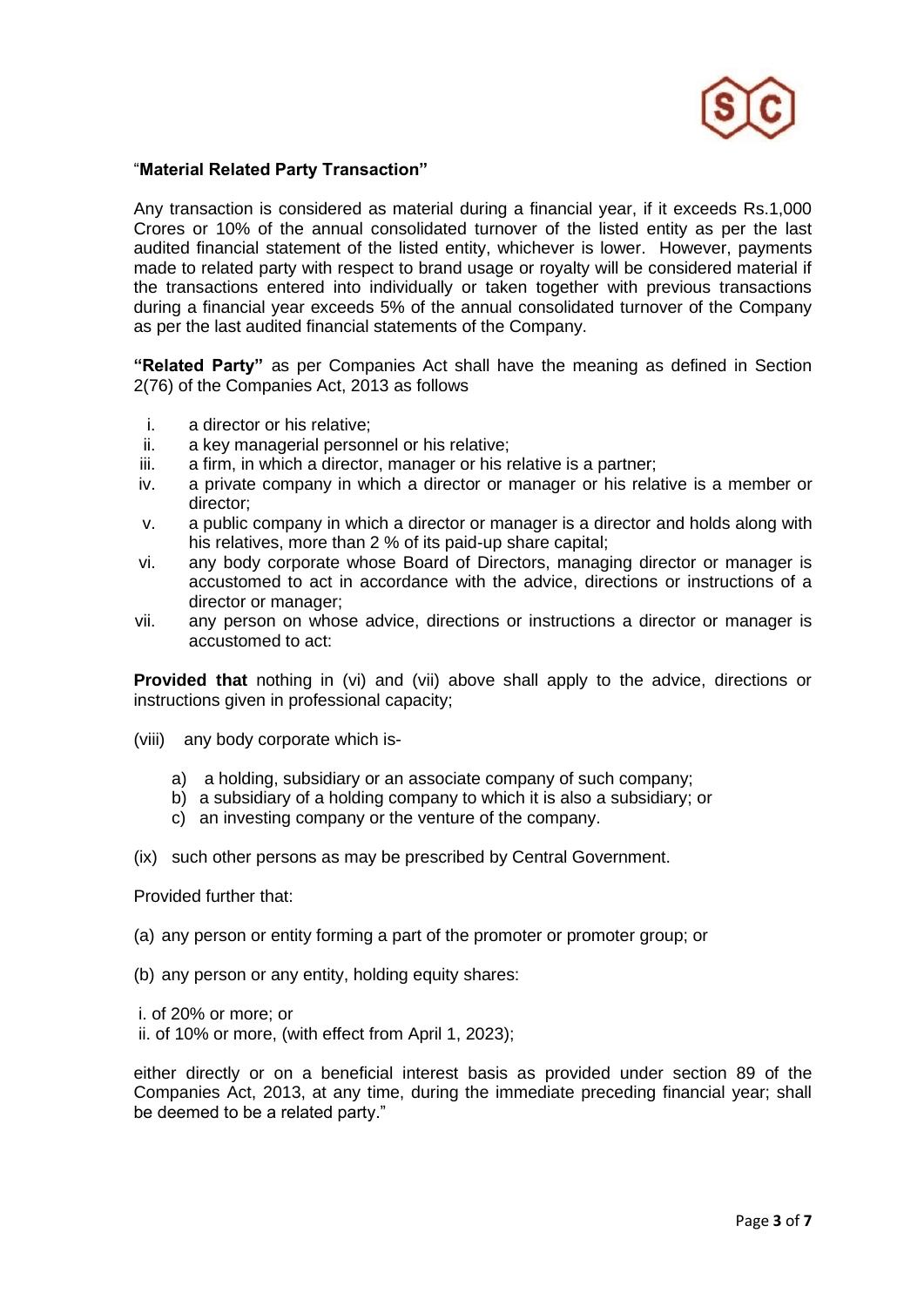"**Material Related Party Transaction"**

Any transaction is considered as material during a financial year, if it exceeds Rs.1,000 Crores or 10% of the annual consolidated turnover of the listed entity as per the last audited financial statement of the listed entity, whichever is lower. However, payments made to related party with respect to brand usage or royalty will be considered material if the transactions entered into individually or taken together with previous transactions during a financial year exceeds 5% of the annual consolidated turnover of the Company as per the last audited financial statements of the Company.

**"Related Party"** as per Companies Act shall have the meaning as defined in Section 2(76) of the Companies Act, 2013 as follows

i. a director or his relative;
ii. a key managerial personnel or his relative;
iii. a firm, in which a director, manager or his relative is a partner;
iv. a private company in which a director or manager or his relative is a member or director;
v. a public company in which a director or manager is a director and holds along with his relatives, more than 2 % of its paid-up share capital;
vi. any body corporate whose Board of Directors, managing director or manager is accustomed to act in accordance with the advice, directions or instructions of a director or manager;
vii. any person on whose advice, directions or instructions a director or manager is accustomed to act:

**Provided that** nothing in (vi) and (vii) above shall apply to the advice, directions or instructions given in professional capacity;

(viii) any body corporate which is-

a) a holding, subsidiary or an associate company of such company;
b) a subsidiary of a holding company to which it is also a subsidiary; or
c) an investing company or the venture of the company.

(ix) such other persons as may be prescribed by Central Government.

Provided further that:

(a) any person or entity forming a part of the promoter or promoter group; or

(b) any person or any entity, holding equity shares:

i. of 20% or more; or
ii. of 10% or more, (with effect from April 1, 2023);

either directly or on a beneficial interest basis as provided under section 89 of the Companies Act, 2013, at any time, during the immediate preceding financial year; shall be deemed to be a related party."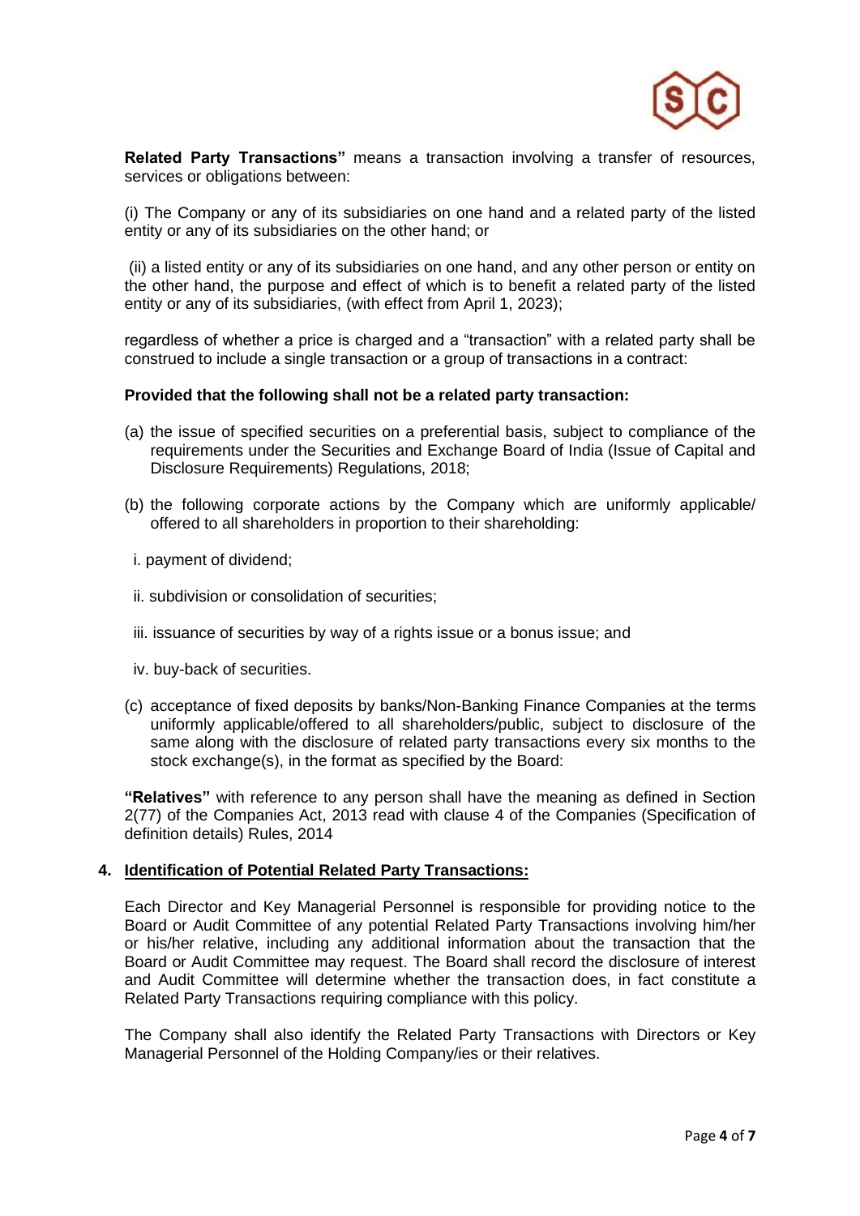**Related Party Transactions"** means a transaction involving a transfer of resources, services or obligations between:

(i) The Company or any of its subsidiaries on one hand and a related party of the listed entity or any of its subsidiaries on the other hand; or

(ii) a listed entity or any of its subsidiaries on one hand, and any other person or entity on the other hand, the purpose and effect of which is to benefit a related party of the listed entity or any of its subsidiaries, (with effect from April 1, 2023);

regardless of whether a price is charged and a "transaction" with a related party shall be construed to include a single transaction or a group of transactions in a contract:

**Provided that the following shall not be a related party transaction:**

(a) the issue of specified securities on a preferential basis, subject to compliance of the requirements under the Securities and Exchange Board of India (Issue of Capital and Disclosure Requirements) Regulations, 2018;

(b) the following corporate actions by the Company which are uniformly applicable/ offered to all shareholders in proportion to their shareholding:

i. payment of dividend;

ii. subdivision or consolidation of securities;

iii. issuance of securities by way of a rights issue or a bonus issue; and

iv. buy-back of securities.

(c) acceptance of fixed deposits by banks/Non-Banking Finance Companies at the terms uniformly applicable/offered to all shareholders/public, subject to disclosure of the same along with the disclosure of related party transactions every six months to the stock exchange(s), in the format as specified by the Board:

**"Relatives"** with reference to any person shall have the meaning as defined in Section 2(77) of the Companies Act, 2013 read with clause 4 of the Companies (Specification of definition details) Rules, 2014

## 4. Identification of Potential Related Party Transactions:

Each Director and Key Managerial Personnel is responsible for providing notice to the Board or Audit Committee of any potential Related Party Transactions involving him/her or his/her relative, including any additional information about the transaction that the Board or Audit Committee may request. The Board shall record the disclosure of interest and Audit Committee will determine whether the transaction does, in fact constitute a Related Party Transactions requiring compliance with this policy.

The Company shall also identify the Related Party Transactions with Directors or Key Managerial Personnel of the Holding Company/ies or their relatives.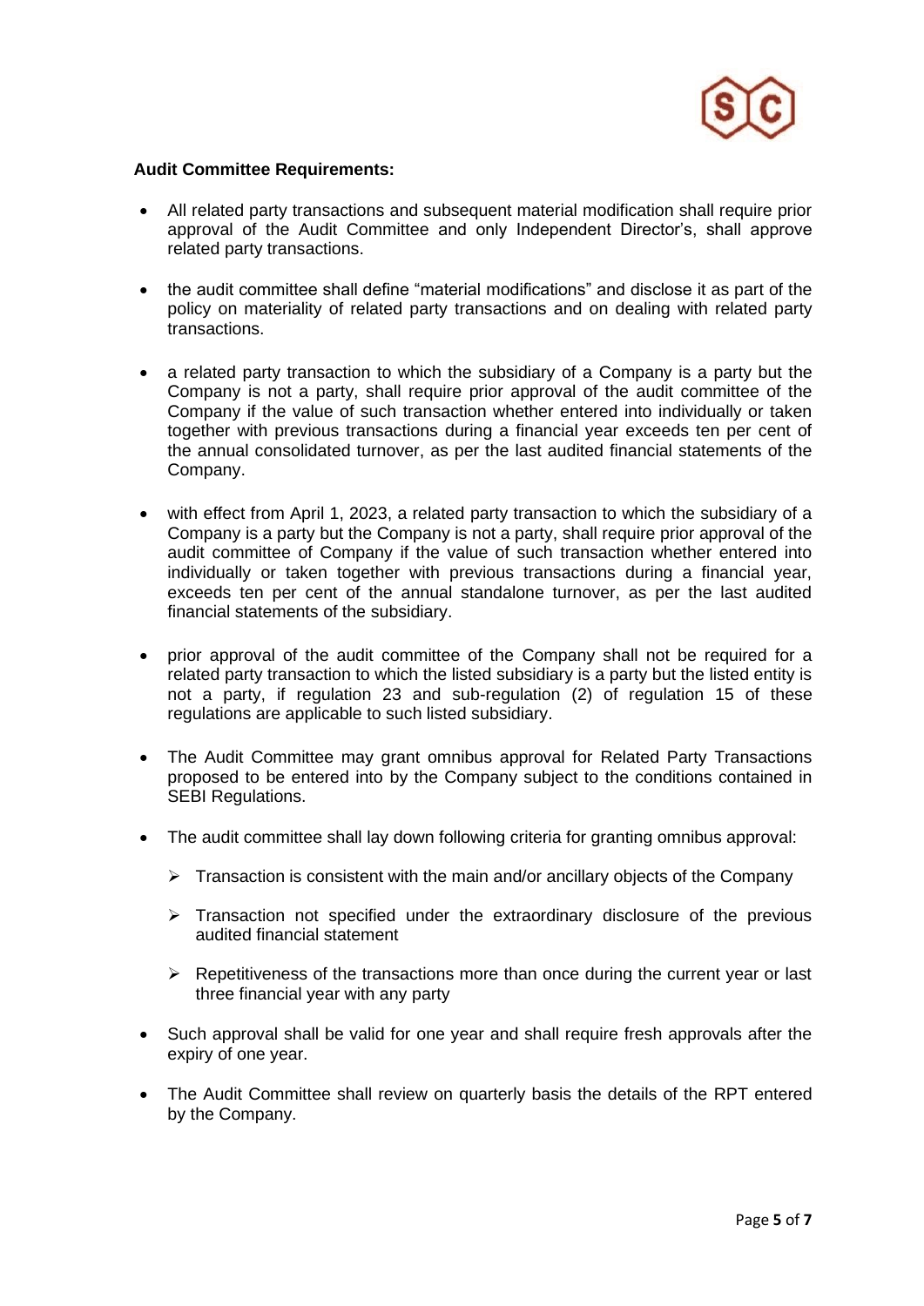**Audit Committee Requirements:**

- All related party transactions and subsequent material modification shall require prior approval of the Audit Committee and only Independent Director's, shall approve related party transactions.
- the audit committee shall define "material modifications" and disclose it as part of the policy on materiality of related party transactions and on dealing with related party transactions.
- a related party transaction to which the subsidiary of a Company is a party but the Company is not a party, shall require prior approval of the audit committee of the Company if the value of such transaction whether entered into individually or taken together with previous transactions during a financial year exceeds ten per cent of the annual consolidated turnover, as per the last audited financial statements of the Company.
- with effect from April 1, 2023, a related party transaction to which the subsidiary of a Company is a party but the Company is not a party, shall require prior approval of the audit committee of Company if the value of such transaction whether entered into individually or taken together with previous transactions during a financial year, exceeds ten per cent of the annual standalone turnover, as per the last audited financial statements of the subsidiary.
- prior approval of the audit committee of the Company shall not be required for a related party transaction to which the listed subsidiary is a party but the listed entity is not a party, if regulation 23 and sub-regulation (2) of regulation 15 of these regulations are applicable to such listed subsidiary.
- The Audit Committee may grant omnibus approval for Related Party Transactions proposed to be entered into by the Company subject to the conditions contained in SEBI Regulations.
- The audit committee shall lay down following criteria for granting omnibus approval:
  - Transaction is consistent with the main and/or ancillary objects of the Company
  - Transaction not specified under the extraordinary disclosure of the previous audited financial statement
  - Repetitiveness of the transactions more than once during the current year or last three financial year with any party
- Such approval shall be valid for one year and shall require fresh approvals after the expiry of one year.
- The Audit Committee shall review on quarterly basis the details of the RPT entered by the Company.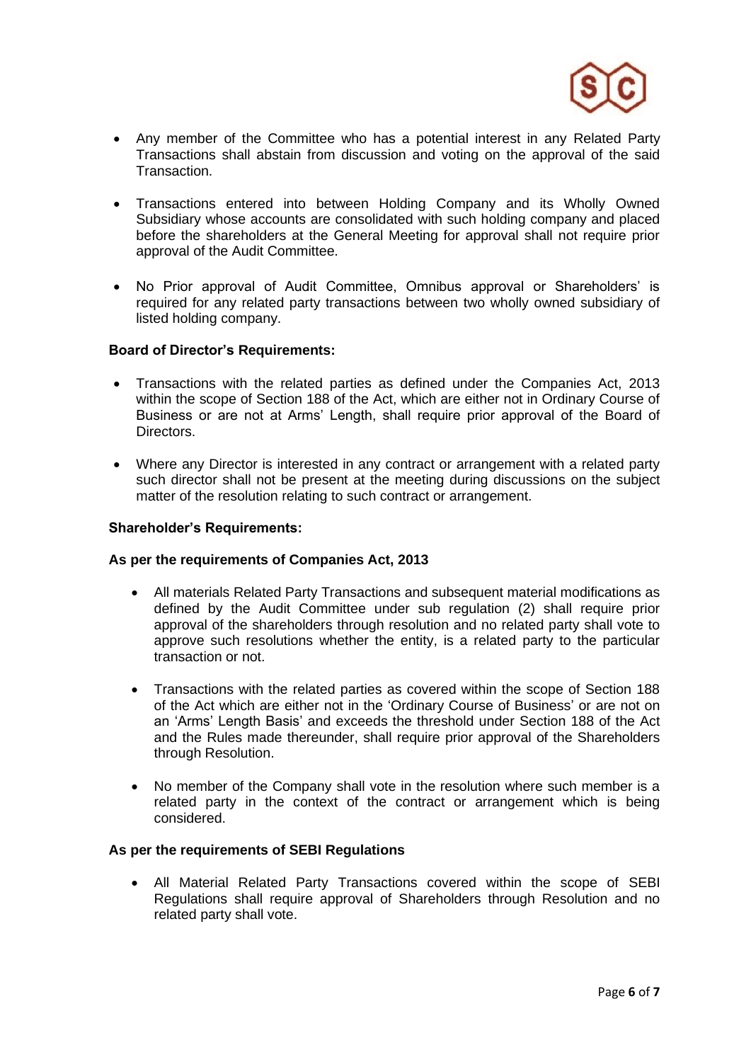- Any member of the Committee who has a potential interest in any Related Party Transactions shall abstain from discussion and voting on the approval of the said Transaction.
- Transactions entered into between Holding Company and its Wholly Owned Subsidiary whose accounts are consolidated with such holding company and placed before the shareholders at the General Meeting for approval shall not require prior approval of the Audit Committee.
- No Prior approval of Audit Committee, Omnibus approval or Shareholders' is required for any related party transactions between two wholly owned subsidiary of listed holding company.

**Board of Director's Requirements:**

- Transactions with the related parties as defined under the Companies Act, 2013 within the scope of Section 188 of the Act, which are either not in Ordinary Course of Business or are not at Arms' Length, shall require prior approval of the Board of Directors.
- Where any Director is interested in any contract or arrangement with a related party such director shall not be present at the meeting during discussions on the subject matter of the resolution relating to such contract or arrangement.

**Shareholder's Requirements:**

**As per the requirements of Companies Act, 2013**

- All materials Related Party Transactions and subsequent material modifications as defined by the Audit Committee under sub regulation (2) shall require prior approval of the shareholders through resolution and no related party shall vote to approve such resolutions whether the entity, is a related party to the particular transaction or not.
- Transactions with the related parties as covered within the scope of Section 188 of the Act which are either not in the 'Ordinary Course of Business' or are not on an 'Arms' Length Basis' and exceeds the threshold under Section 188 of the Act and the Rules made thereunder, shall require prior approval of the Shareholders through Resolution.
- No member of the Company shall vote in the resolution where such member is a related party in the context of the contract or arrangement which is being considered.

**As per the requirements of SEBI Regulations**

- All Material Related Party Transactions covered within the scope of SEBI Regulations shall require approval of Shareholders through Resolution and no related party shall vote.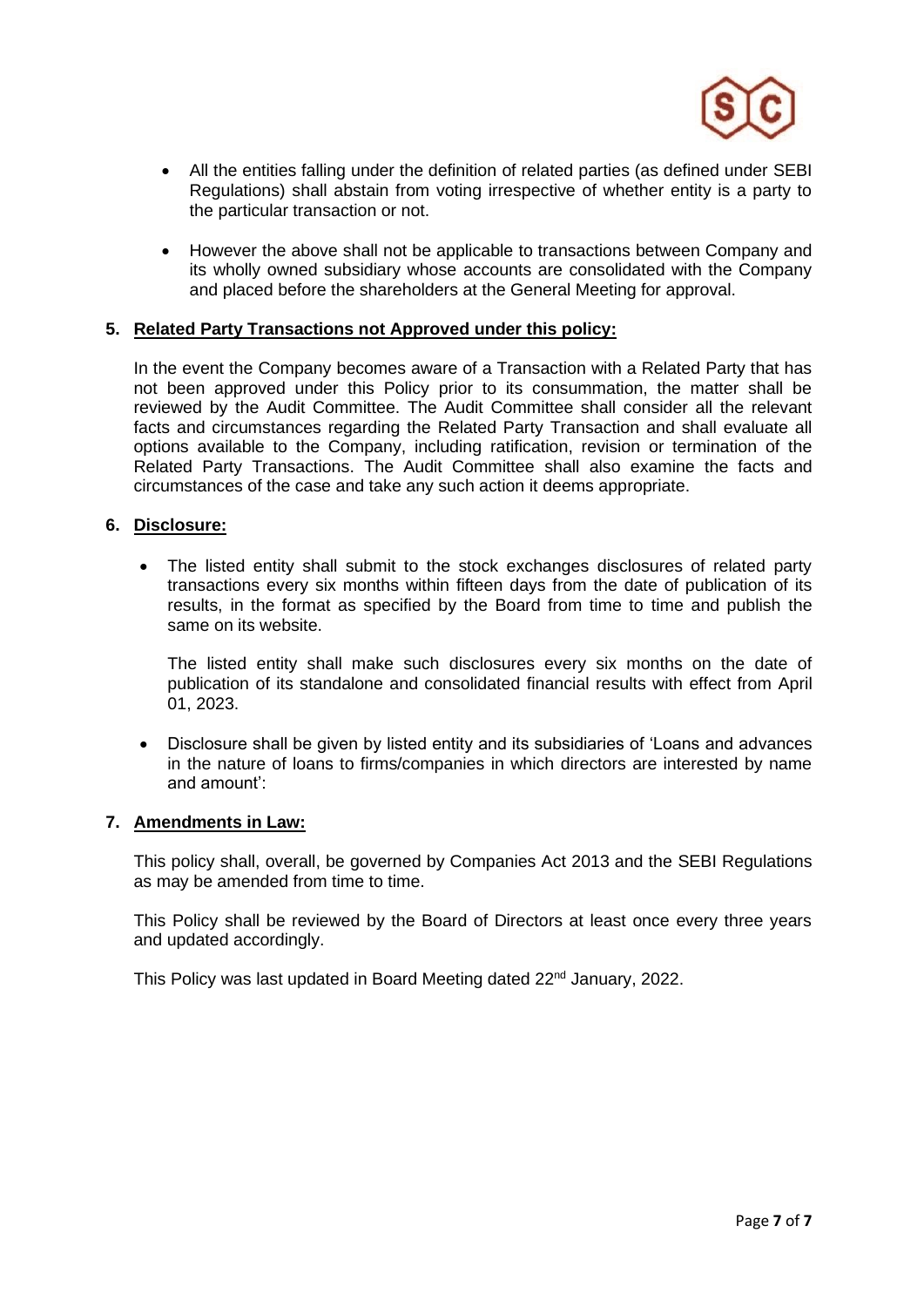- All the entities falling under the definition of related parties (as defined under SEBI Regulations) shall abstain from voting irrespective of whether entity is a party to the particular transaction or not.
- However the above shall not be applicable to transactions between Company and its wholly owned subsidiary whose accounts are consolidated with the Company and placed before the shareholders at the General Meeting for approval.

## 5. Related Party Transactions not Approved under this policy:

In the event the Company becomes aware of a Transaction with a Related Party that has not been approved under this Policy prior to its consummation, the matter shall be reviewed by the Audit Committee. The Audit Committee shall consider all the relevant facts and circumstances regarding the Related Party Transaction and shall evaluate all options available to the Company, including ratification, revision or termination of the Related Party Transactions. The Audit Committee shall also examine the facts and circumstances of the case and take any such action it deems appropriate.

## 6. Disclosure:

- The listed entity shall submit to the stock exchanges disclosures of related party transactions every six months within fifteen days from the date of publication of its results, in the format as specified by the Board from time to time and publish the same on its website.

  The listed entity shall make such disclosures every six months on the date of publication of its standalone and consolidated financial results with effect from April 01, 2023.

- Disclosure shall be given by listed entity and its subsidiaries of 'Loans and advances in the nature of loans to firms/companies in which directors are interested by name and amount':

## 7. Amendments in Law:

This policy shall, overall, be governed by Companies Act 2013 and the SEBI Regulations as may be amended from time to time.

This Policy shall be reviewed by the Board of Directors at least once every three years and updated accordingly.

This Policy was last updated in Board Meeting dated 22nd January, 2022.